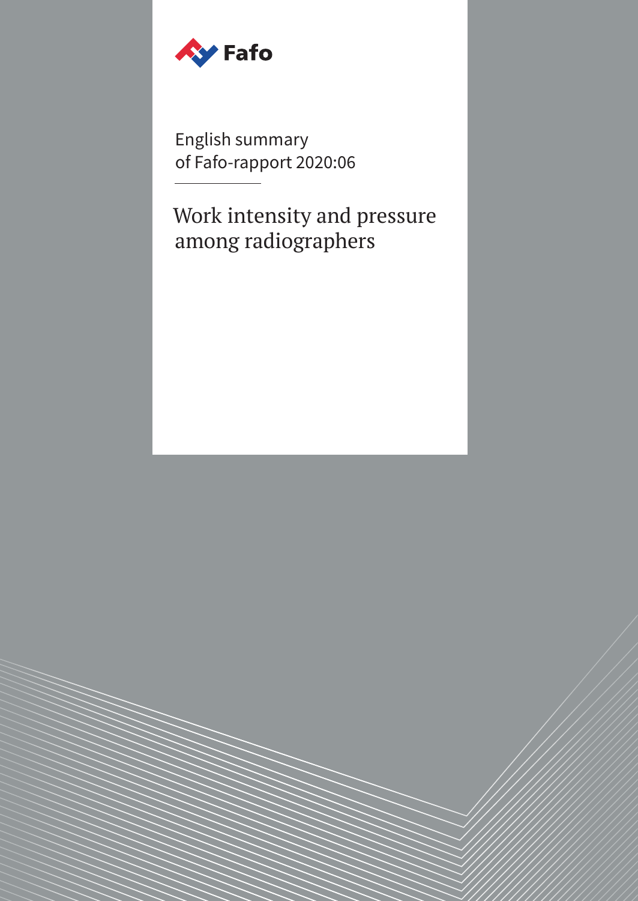Fafo

English summary
of Fafo-rapport 2020:06

# Work intensity and pressure among radiographers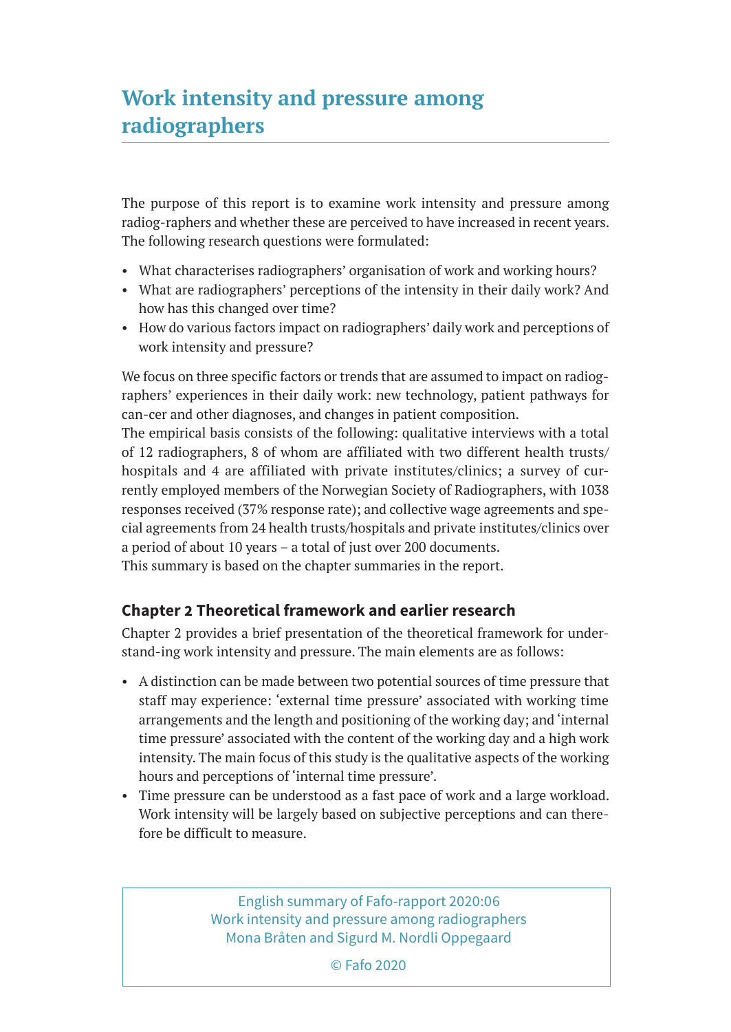# Work intensity and pressure among radiographers

The purpose of this report is to examine work intensity and pressure among radiog-raphers and whether these are perceived to have increased in recent years. The following research questions were formulated:

- What characterises radiographers' organisation of work and working hours?
- What are radiographers' perceptions of the intensity in their daily work? And how has this changed over time?
- How do various factors impact on radiographers' daily work and perceptions of work intensity and pressure?

We focus on three specific factors or trends that are assumed to impact on radiographers' experiences in their daily work: new technology, patient pathways for can-cer and other diagnoses, and changes in patient composition.

The empirical basis consists of the following: qualitative interviews with a total of 12 radiographers, 8 of whom are affiliated with two different health trusts/hospitals and 4 are affiliated with private institutes/clinics; a survey of currently employed members of the Norwegian Society of Radiographers, with 1038 responses received (37% response rate); and collective wage agreements and special agreements from 24 health trusts/hospitals and private institutes/clinics over a period of about 10 years – a total of just over 200 documents.

This summary is based on the chapter summaries in the report.

## Chapter 2 Theoretical framework and earlier research

Chapter 2 provides a brief presentation of the theoretical framework for understand-ing work intensity and pressure. The main elements are as follows:

- A distinction can be made between two potential sources of time pressure that staff may experience: 'external time pressure' associated with working time arrangements and the length and positioning of the working day; and 'internal time pressure' associated with the content of the working day and a high work intensity. The main focus of this study is the qualitative aspects of the working hours and perceptions of 'internal time pressure'.
- Time pressure can be understood as a fast pace of work and a large workload. Work intensity will be largely based on subjective perceptions and can therefore be difficult to measure.

English summary of Fafo-rapport 2020:06
Work intensity and pressure among radiographers
Mona Bråten and Sigurd M. Nordli Oppegaard

© Fafo 2020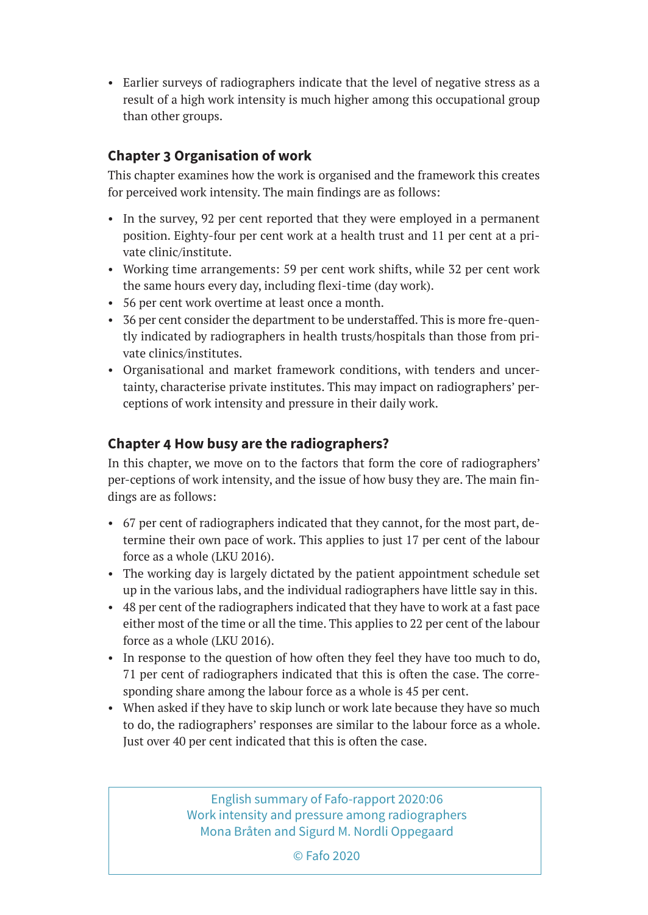- Earlier surveys of radiographers indicate that the level of negative stress as a result of a high work intensity is much higher among this occupational group than other groups.

## Chapter 3 Organisation of work

This chapter examines how the work is organised and the framework this creates for perceived work intensity. The main findings are as follows:

- In the survey, 92 per cent reported that they were employed in a permanent position. Eighty-four per cent work at a health trust and 11 per cent at a private clinic/institute.
- Working time arrangements: 59 per cent work shifts, while 32 per cent work the same hours every day, including flexi-time (day work).
- 56 per cent work overtime at least once a month.
- 36 per cent consider the department to be understaffed. This is more fre-quently indicated by radiographers in health trusts/hospitals than those from private clinics/institutes.
- Organisational and market framework conditions, with tenders and uncertainty, characterise private institutes. This may impact on radiographers' perceptions of work intensity and pressure in their daily work.

## Chapter 4 How busy are the radiographers?

In this chapter, we move on to the factors that form the core of radiographers' per-ceptions of work intensity, and the issue of how busy they are. The main findings are as follows:

- 67 per cent of radiographers indicated that they cannot, for the most part, determine their own pace of work. This applies to just 17 per cent of the labour force as a whole (LKU 2016).
- The working day is largely dictated by the patient appointment schedule set up in the various labs, and the individual radiographers have little say in this.
- 48 per cent of the radiographers indicated that they have to work at a fast pace either most of the time or all the time. This applies to 22 per cent of the labour force as a whole (LKU 2016).
- In response to the question of how often they feel they have too much to do, 71 per cent of radiographers indicated that this is often the case. The corresponding share among the labour force as a whole is 45 per cent.
- When asked if they have to skip lunch or work late because they have so much to do, the radiographers' responses are similar to the labour force as a whole. Just over 40 per cent indicated that this is often the case.

English summary of Fafo-rapport 2020:06
Work intensity and pressure among radiographers
Mona Bråten and Sigurd M. Nordli Oppegaard

© Fafo 2020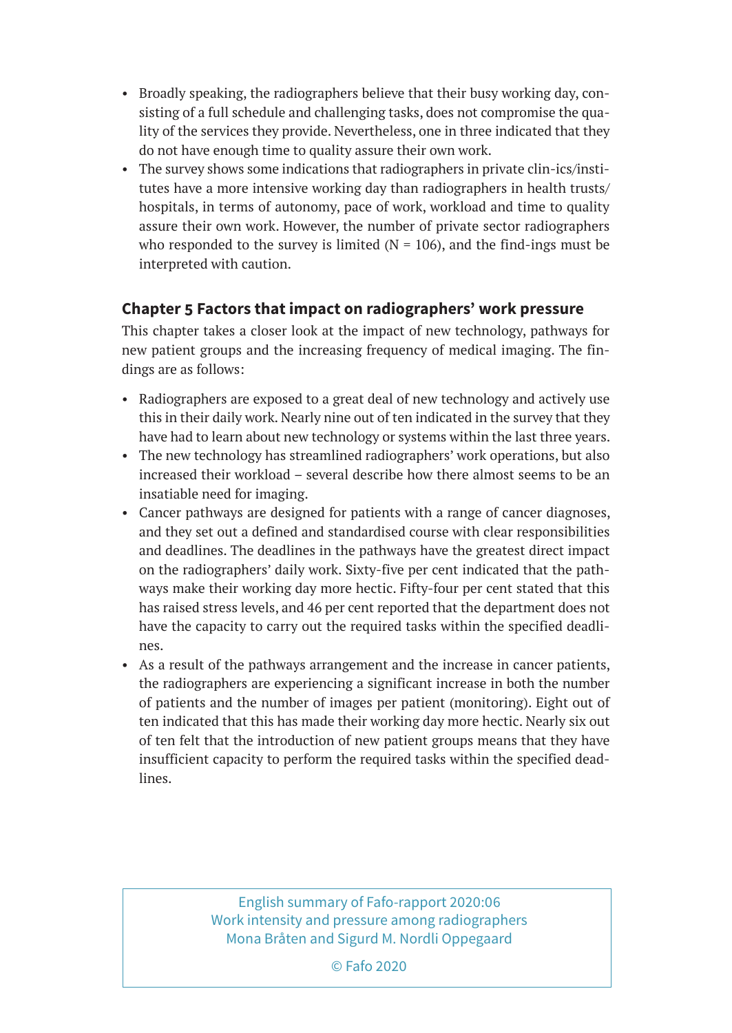- Broadly speaking, the radiographers believe that their busy working day, consisting of a full schedule and challenging tasks, does not compromise the quality of the services they provide. Nevertheless, one in three indicated that they do not have enough time to quality assure their own work.
- The survey shows some indications that radiographers in private clin-ics/institutes have a more intensive working day than radiographers in health trusts/hospitals, in terms of autonomy, pace of work, workload and time to quality assure their own work. However, the number of private sector radiographers who responded to the survey is limited (N = 106), and the find-ings must be interpreted with caution.

### Chapter 5 Factors that impact on radiographers' work pressure

This chapter takes a closer look at the impact of new technology, pathways for new patient groups and the increasing frequency of medical imaging. The findings are as follows:

- Radiographers are exposed to a great deal of new technology and actively use this in their daily work. Nearly nine out of ten indicated in the survey that they have had to learn about new technology or systems within the last three years.
- The new technology has streamlined radiographers' work operations, but also increased their workload – several describe how there almost seems to be an insatiable need for imaging.
- Cancer pathways are designed for patients with a range of cancer diagnoses, and they set out a defined and standardised course with clear responsibilities and deadlines. The deadlines in the pathways have the greatest direct impact on the radiographers' daily work. Sixty-five per cent indicated that the pathways make their working day more hectic. Fifty-four per cent stated that this has raised stress levels, and 46 per cent reported that the department does not have the capacity to carry out the required tasks within the specified deadlines.
- As a result of the pathways arrangement and the increase in cancer patients, the radiographers are experiencing a significant increase in both the number of patients and the number of images per patient (monitoring). Eight out of ten indicated that this has made their working day more hectic. Nearly six out of ten felt that the introduction of new patient groups means that they have insufficient capacity to perform the required tasks within the specified deadlines.

English summary of Fafo-rapport 2020:06
Work intensity and pressure among radiographers
Mona Bråten and Sigurd M. Nordli Oppegaard

© Fafo 2020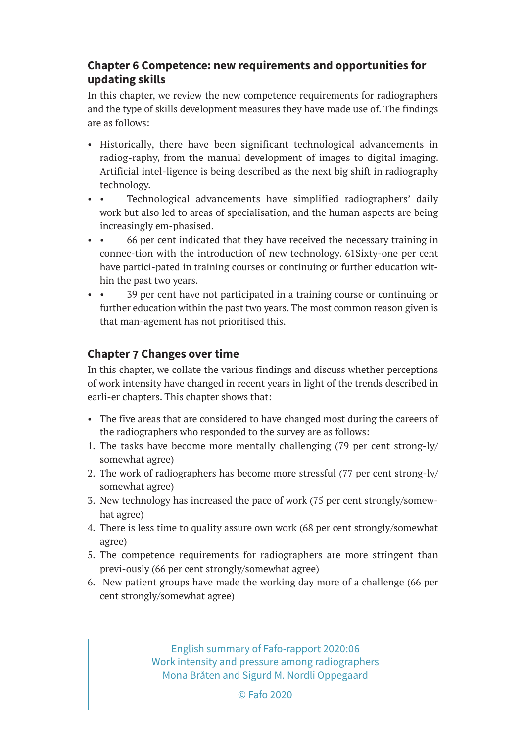## Chapter 6 Competence: new requirements and opportunities for updating skills

In this chapter, we review the new competence requirements for radiographers and the type of skills development measures they have made use of. The findings are as follows:

- Historically, there have been significant technological advancements in radiog-raphy, from the manual development of images to digital imaging. Artificial intel-ligence is being described as the next big shift in radiography technology.
- • Technological advancements have simplified radiographers' daily work but also led to areas of specialisation, and the human aspects are being increasingly em-phasised.
- • 66 per cent indicated that they have received the necessary training in connec-tion with the introduction of new technology. 61Sixty-one per cent have partici-pated in training courses or continuing or further education wit-hin the past two years.
- • 39 per cent have not participated in a training course or continuing or further education within the past two years. The most common reason given is that man-agement has not prioritised this.

## Chapter 7 Changes over time

In this chapter, we collate the various findings and discuss whether perceptions of work intensity have changed in recent years in light of the trends described in earli-er chapters. This chapter shows that:

- The five areas that are considered to have changed most during the careers of the radiographers who responded to the survey are as follows:

1. The tasks have become more mentally challenging (79 per cent strong-ly/somewhat agree)
2. The work of radiographers has become more stressful (77 per cent strong-ly/somewhat agree)
3. New technology has increased the pace of work (75 per cent strongly/somew-hat agree)
4. There is less time to quality assure own work (68 per cent strongly/somewhat agree)
5. The competence requirements for radiographers are more stringent than previ-ously (66 per cent strongly/somewhat agree)
6. New patient groups have made the working day more of a challenge (66 per cent strongly/somewhat agree)

English summary of Fafo-rapport 2020:06
Work intensity and pressure among radiographers
Mona Bråten and Sigurd M. Nordli Oppegaard

© Fafo 2020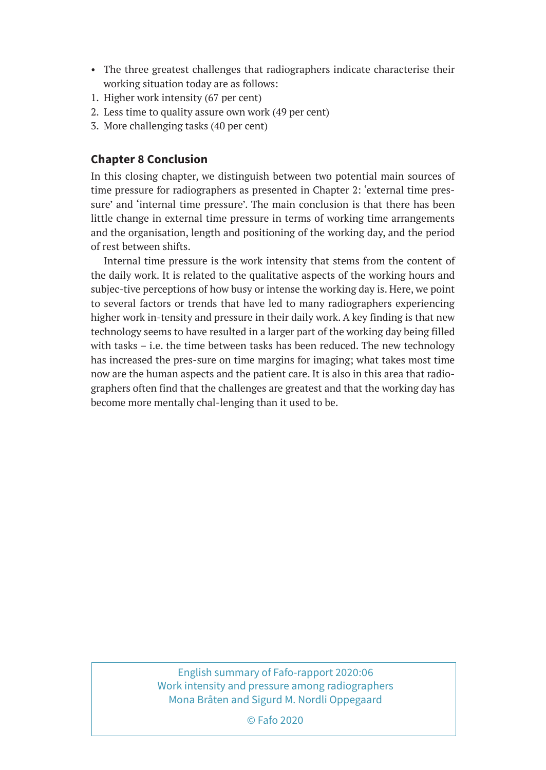- The three greatest challenges that radiographers indicate characterise their working situation today are as follows:

1. Higher work intensity (67 per cent)
2. Less time to quality assure own work (49 per cent)
3. More challenging tasks (40 per cent)

### Chapter 8 Conclusion

In this closing chapter, we distinguish between two potential main sources of time pressure for radiographers as presented in Chapter 2: 'external time pressure' and 'internal time pressure'. The main conclusion is that there has been little change in external time pressure in terms of working time arrangements and the organisation, length and positioning of the working day, and the period of rest between shifts.

Internal time pressure is the work intensity that stems from the content of the daily work. It is related to the qualitative aspects of the working hours and subjec-tive perceptions of how busy or intense the working day is. Here, we point to several factors or trends that have led to many radiographers experiencing higher work in-tensity and pressure in their daily work. A key finding is that new technology seems to have resulted in a larger part of the working day being filled with tasks – i.e. the time between tasks has been reduced. The new technology has increased the pres-sure on time margins for imaging; what takes most time now are the human aspects and the patient care. It is also in this area that radiographers often find that the challenges are greatest and that the working day has become more mentally chal-lenging than it used to be.

English summary of Fafo-rapport 2020:06
Work intensity and pressure among radiographers
Mona Bråten and Sigurd M. Nordli Oppegaard

© Fafo 2020